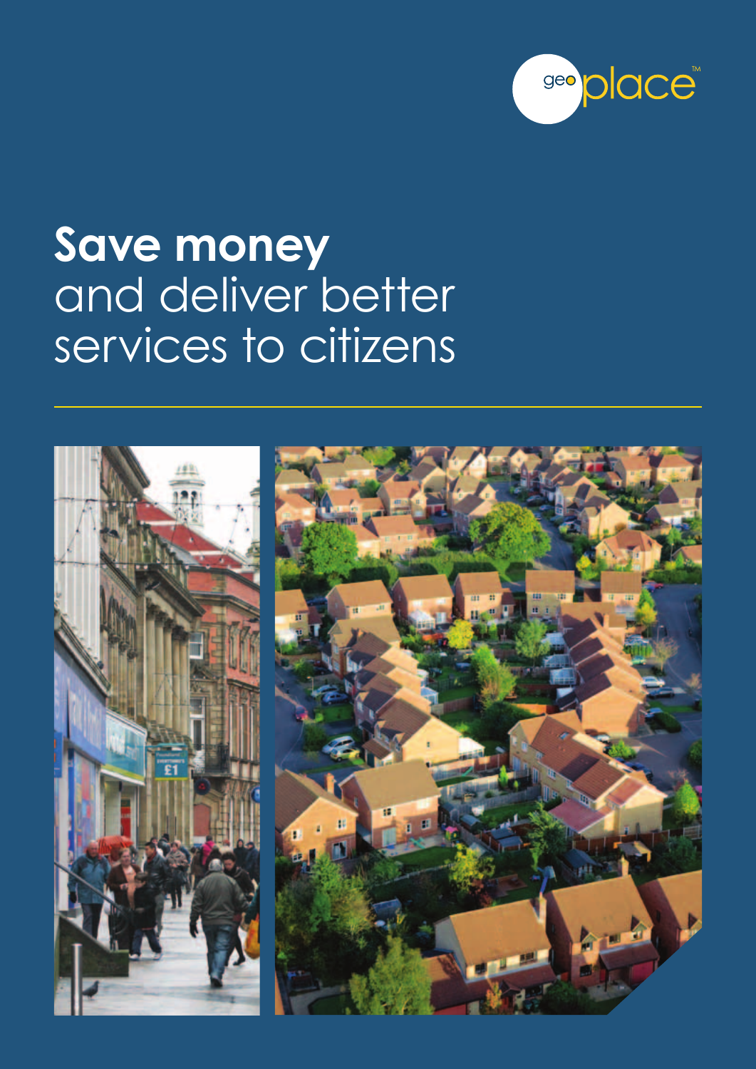geoplace™

# **Save money** and deliver better services to citizens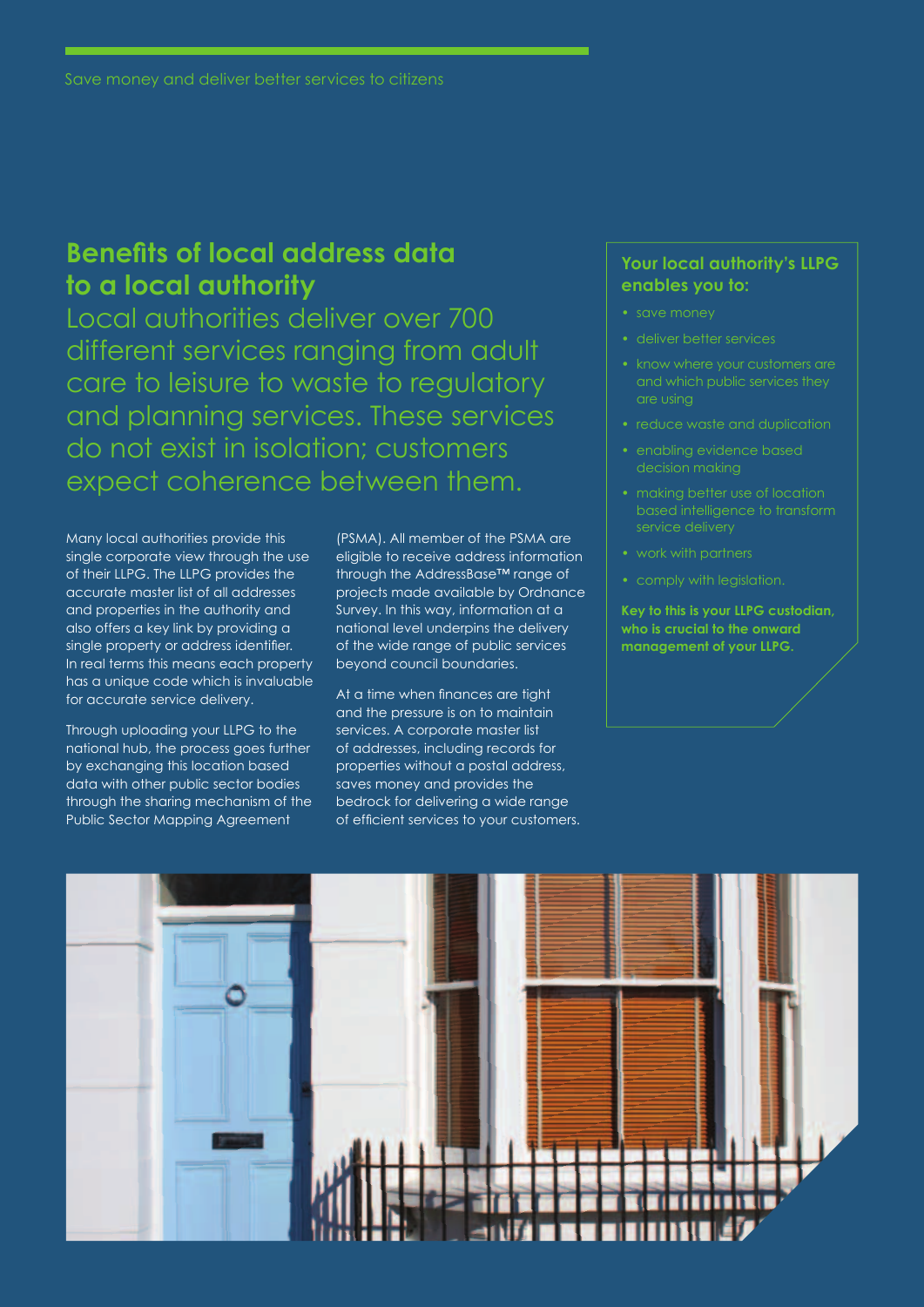Save money and deliver better services to citizens

## Benefits of local address data to a local authority

Local authorities deliver over 700 different services ranging from adult care to leisure to waste to regulatory and planning services. These services do not exist in isolation; customers expect coherence between them.

Many local authorities provide this single corporate view through the use of their LLPG. The LLPG provides the accurate master list of all addresses and properties in the authority and also offers a key link by providing a single property or address identifier. In real terms this means each property has a unique code which is invaluable for accurate service delivery.

Through uploading your LLPG to the national hub, the process goes further by exchanging this location based data with other public sector bodies through the sharing mechanism of the Public Sector Mapping Agreement (PSMA). All member of the PSMA are eligible to receive address information through the AddressBase™ range of projects made available by Ordnance Survey. In this way, information at a national level underpins the delivery of the wide range of public services beyond council boundaries.

At a time when finances are tight and the pressure is on to maintain services. A corporate master list of addresses, including records for properties without a postal address, saves money and provides the bedrock for delivering a wide range of efficient services to your customers.

### Your local authority's LLPG enables you to:

- save money
- deliver better services
- know where your customers are and which public services they are using
- reduce waste and duplication
- enabling evidence based decision making
- making better use of location based intelligence to transform service delivery
- work with partners
- comply with legislation.

**Key to this is your LLPG custodian, who is crucial to the onward management of your LLPG.**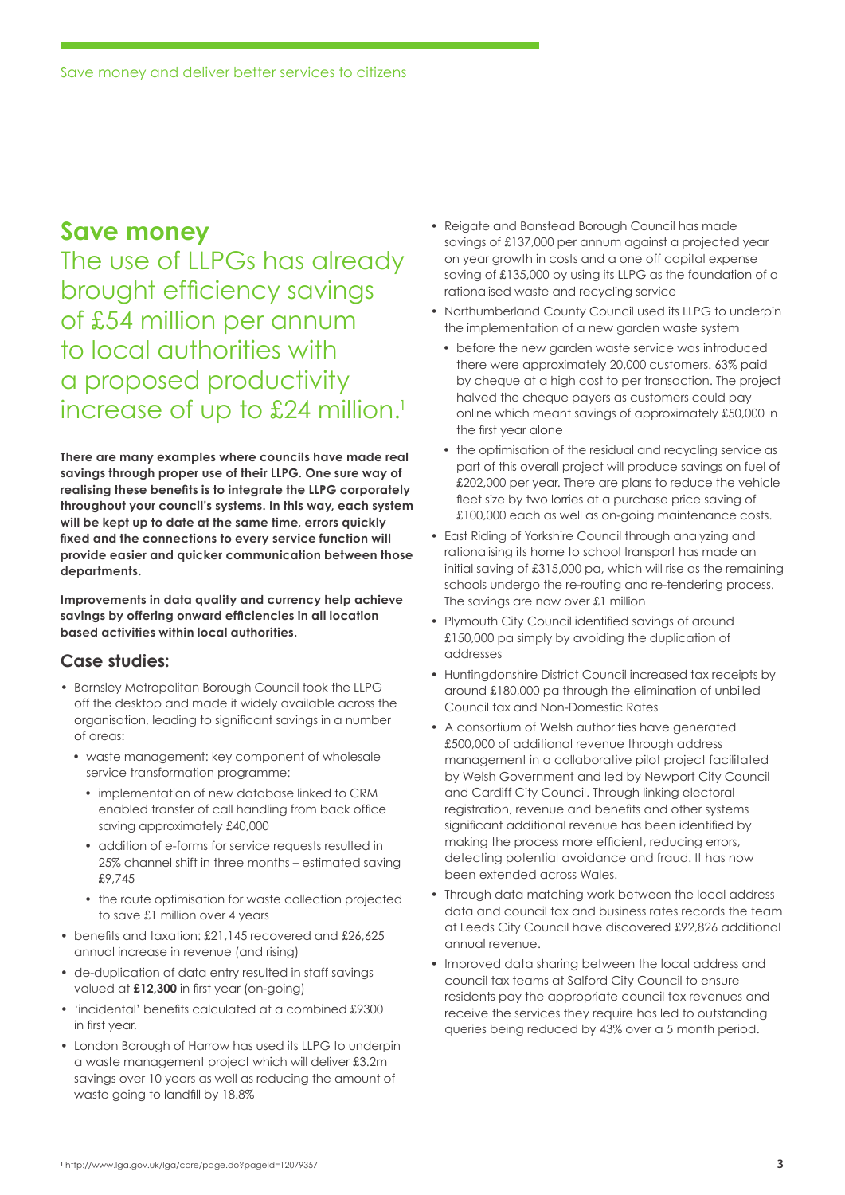## Save money

The use of LLPGs has already brought efficiency savings of £54 million per annum to local authorities with a proposed productivity increase of up to £24 million.[1]

**There are many examples where councils have made real savings through proper use of their LLPG. One sure way of realising these benefits is to integrate the LLPG corporately throughout your council's systems. In this way, each system will be kept up to date at the same time, errors quickly fixed and the connections to every service function will provide easier and quicker communication between those departments.**

**Improvements in data quality and currency help achieve savings by offering onward efficiencies in all location based activities within local authorities.**

### Case studies:

- Barnsley Metropolitan Borough Council took the LLPG off the desktop and made it widely available across the organisation, leading to significant savings in a number of areas:
  - waste management: key component of wholesale service transformation programme:
    - implementation of new database linked to CRM enabled transfer of call handling from back office saving approximately £40,000
    - addition of e-forms for service requests resulted in 25% channel shift in three months – estimated saving £9,745
    - the route optimisation for waste collection projected to save £1 million over 4 years
- benefits and taxation: £21,145 recovered and £26,625 annual increase in revenue (and rising)
- de-duplication of data entry resulted in staff savings valued at **£12,300** in first year (on-going)
- 'incidental' benefits calculated at a combined £9300 in first year.
- London Borough of Harrow has used its LLPG to underpin a waste management project which will deliver £3.2m savings over 10 years as well as reducing the amount of waste going to landfill by 18.8%
- Reigate and Banstead Borough Council has made savings of £137,000 per annum against a projected year on year growth in costs and a one off capital expense saving of £135,000 by using its LLPG as the foundation of a rationalised waste and recycling service
- Northumberland County Council used its LLPG to underpin the implementation of a new garden waste system
  - before the new garden waste service was introduced there were approximately 20,000 customers. 63% paid by cheque at a high cost to per transaction. The project halved the cheque payers as customers could pay online which meant savings of approximately £50,000 in the first year alone
  - the optimisation of the residual and recycling service as part of this overall project will produce savings on fuel of £202,000 per year. There are plans to reduce the vehicle fleet size by two lorries at a purchase price saving of £100,000 each as well as on-going maintenance costs.
- East Riding of Yorkshire Council through analyzing and rationalising its home to school transport has made an initial saving of £315,000 pa, which will rise as the remaining schools undergo the re-routing and re-tendering process. The savings are now over £1 million
- Plymouth City Council identified savings of around £150,000 pa simply by avoiding the duplication of addresses
- Huntingdonshire District Council increased tax receipts by around £180,000 pa through the elimination of unbilled Council tax and Non-Domestic Rates
- A consortium of Welsh authorities have generated £500,000 of additional revenue through address management in a collaborative pilot project facilitated by Welsh Government and led by Newport City Council and Cardiff City Council. Through linking electoral registration, revenue and benefits and other systems significant additional revenue has been identified by making the process more efficient, reducing errors, detecting potential avoidance and fraud. It has now been extended across Wales.
- Through data matching work between the local address data and council tax and business rates records the team at Leeds City Council have discovered £92,826 additional annual revenue.
- Improved data sharing between the local address and council tax teams at Salford City Council to ensure residents pay the appropriate council tax revenues and receive the services they require has led to outstanding queries being reduced by 43% over a 5 month period.

[1] http://www.lga.gov.uk/lga/core/page.do?pageId=12079357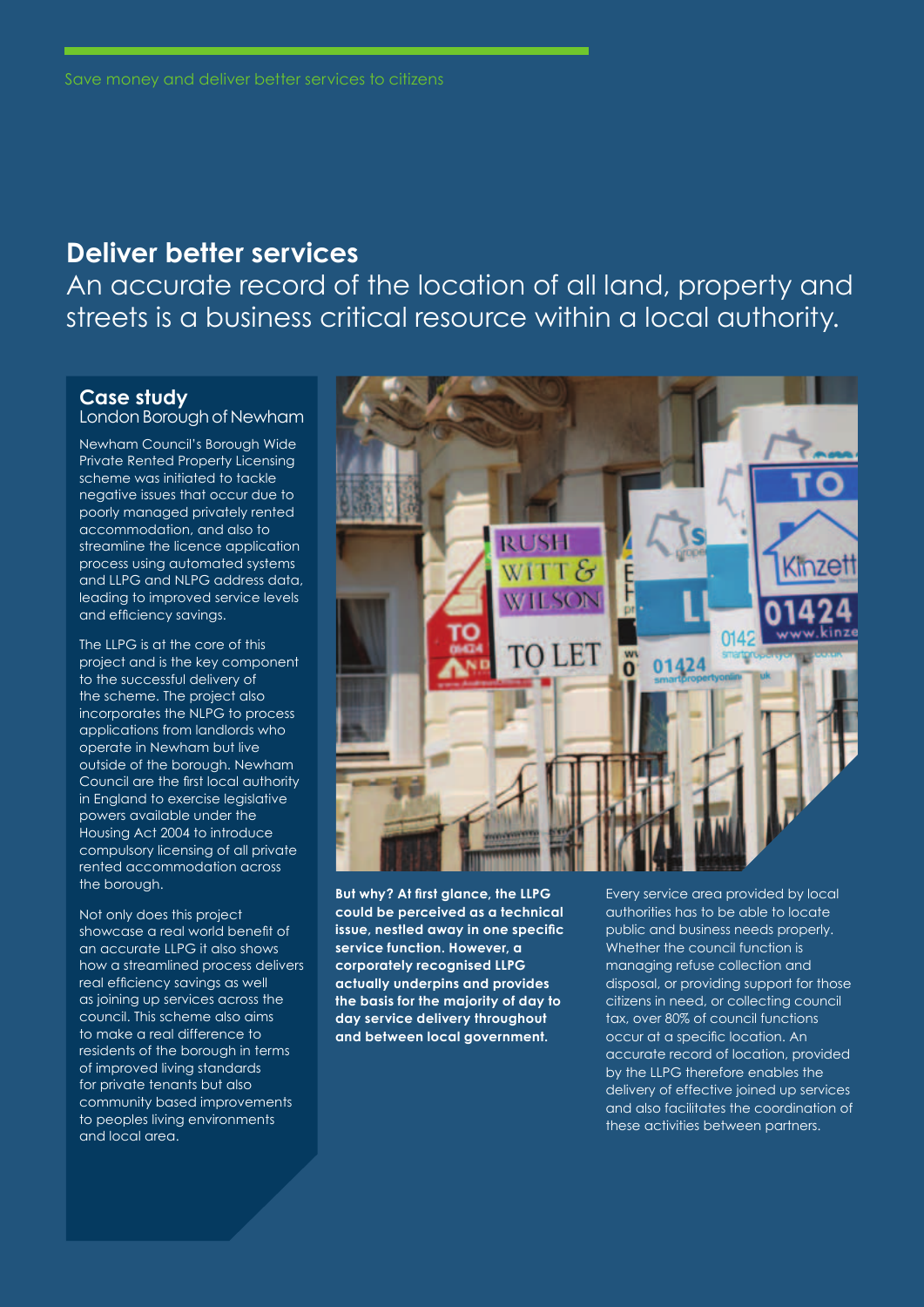Save money and deliver better services to citizens

## Deliver better services

An accurate record of the location of all land, property and streets is a business critical resource within a local authority.

### Case study
London Borough of Newham

Newham Council's Borough Wide Private Rented Property Licensing scheme was initiated to tackle negative issues that occur due to poorly managed privately rented accommodation, and also to streamline the licence application process using automated systems and LLPG and NLPG address data, leading to improved service levels and efficiency savings.

The LLPG is at the core of this project and is the key component to the successful delivery of the scheme. The project also incorporates the NLPG to process applications from landlords who operate in Newham but live outside of the borough. Newham Council are the first local authority in England to exercise legislative powers available under the Housing Act 2004 to introduce compulsory licensing of all private rented accommodation across the borough.

Not only does this project showcase a real world benefit of an accurate LLPG it also shows how a streamlined process delivers real efficiency savings as well as joining up services across the council. This scheme also aims to make a real difference to residents of the borough in terms of improved living standards for private tenants but also community based improvements to peoples living environments and local area.

**But why? At first glance, the LLPG could be perceived as a technical issue, nestled away in one specific service function. However, a corporately recognised LLPG actually underpins and provides the basis for the majority of day to day service delivery throughout and between local government.**

Every service area provided by local authorities has to be able to locate public and business needs properly. Whether the council function is managing refuse collection and disposal, or providing support for those citizens in need, or collecting council tax, over 80% of council functions occur at a specific location. An accurate record of location, provided by the LLPG therefore enables the delivery of effective joined up services and also facilitates the coordination of these activities between partners.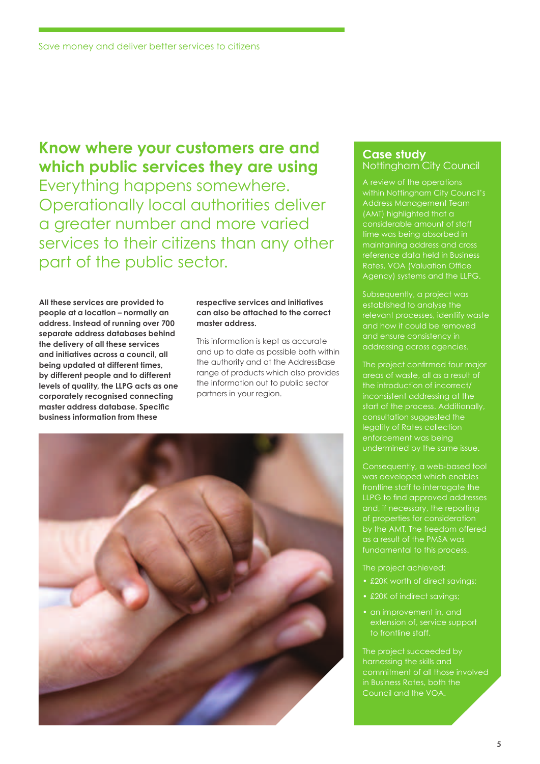## Know where your customers are and which public services they are using

Everything happens somewhere. Operationally local authorities deliver a greater number and more varied services to their citizens than any other part of the public sector.

**All these services are provided to people at a location – normally an address. Instead of running over 700 separate address databases behind the delivery of all these services and initiatives across a council, all being updated at different times, by different people and to different levels of quality, the LLPG acts as one corporately recognised connecting master address database. Specific business information from these respective services and initiatives can also be attached to the correct master address.**

This information is kept as accurate and up to date as possible both within the authority and at the AddressBase range of products which also provides the information out to public sector partners in your region.

### Case study
Nottingham City Council

A review of the operations within Nottingham City Council's Address Management Team (AMT) highlighted that a considerable amount of staff time was being absorbed in maintaining address and cross reference data held in Business Rates, VOA (Valuation Office Agency) systems and the LLPG.

Subsequently, a project was established to analyse the relevant processes, identify waste and how it could be removed and ensure consistency in addressing across agencies.

The project confirmed four major areas of waste, all as a result of the introduction of incorrect/inconsistent addressing at the start of the process. Additionally, consultation suggested the legality of Rates collection enforcement was being undermined by the same issue.

Consequently, a web-based tool was developed which enables frontline staff to interrogate the LLPG to find approved addresses and, if necessary, the reporting of properties for consideration by the AMT. The freedom offered as a result of the PMSA was fundamental to this process.

The project achieved:

- £20K worth of direct savings;
- £20K of indirect savings;
- an improvement in, and extension of, service support to frontline staff.

The project succeeded by harnessing the skills and commitment of all those involved in Business Rates, both the Council and the VOA.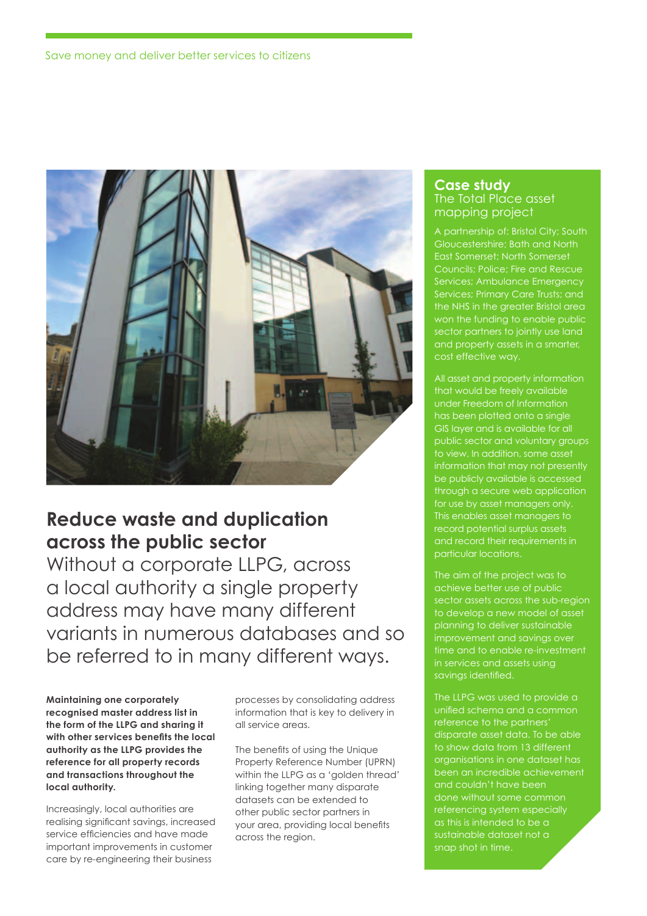## Reduce waste and duplication across the public sector

Without a corporate LLPG, across a local authority a single property address may have many different variants in numerous databases and so be referred to in many different ways.

**Maintaining one corporately recognised master address list in the form of the LLPG and sharing it with other services benefits the local authority as the LLPG provides the reference for all property records and transactions throughout the local authority.**

Increasingly, local authorities are realising significant savings, increased service efficiencies and have made important improvements in customer care by re-engineering their business processes by consolidating address information that is key to delivery in all service areas.

The benefits of using the Unique Property Reference Number (UPRN) within the LLPG as a 'golden thread' linking together many disparate datasets can be extended to other public sector partners in your area, providing local benefits across the region.

### Case study
The Total Place asset mapping project

A partnership of: Bristol City; South Gloucestershire; Bath and North East Somerset; North Somerset Councils; Police; Fire and Rescue Services; Ambulance Emergency Services; Primary Care Trusts; and the NHS in the greater Bristol area won the funding to enable public sector partners to jointly use land and property assets in a smarter, cost effective way.

All asset and property information that would be freely available under Freedom of Information has been plotted onto a single GIS layer and is available for all public sector and voluntary groups to view. In addition, some asset information that may not presently be publicly available is accessed through a secure web application for use by asset managers only. This enables asset managers to record potential surplus assets and record their requirements in particular locations.

The aim of the project was to achieve better use of public sector assets across the sub-region to develop a new model of asset planning to deliver sustainable improvement and savings over time and to enable re-investment in services and assets using savings identified.

The LLPG was used to provide a unified schema and a common reference to the partners' disparate asset data. To be able to show data from 13 different organisations in one dataset has been an incredible achievement and couldn't have been done without some common referencing system especially as this is intended to be a sustainable dataset not a snap shot in time.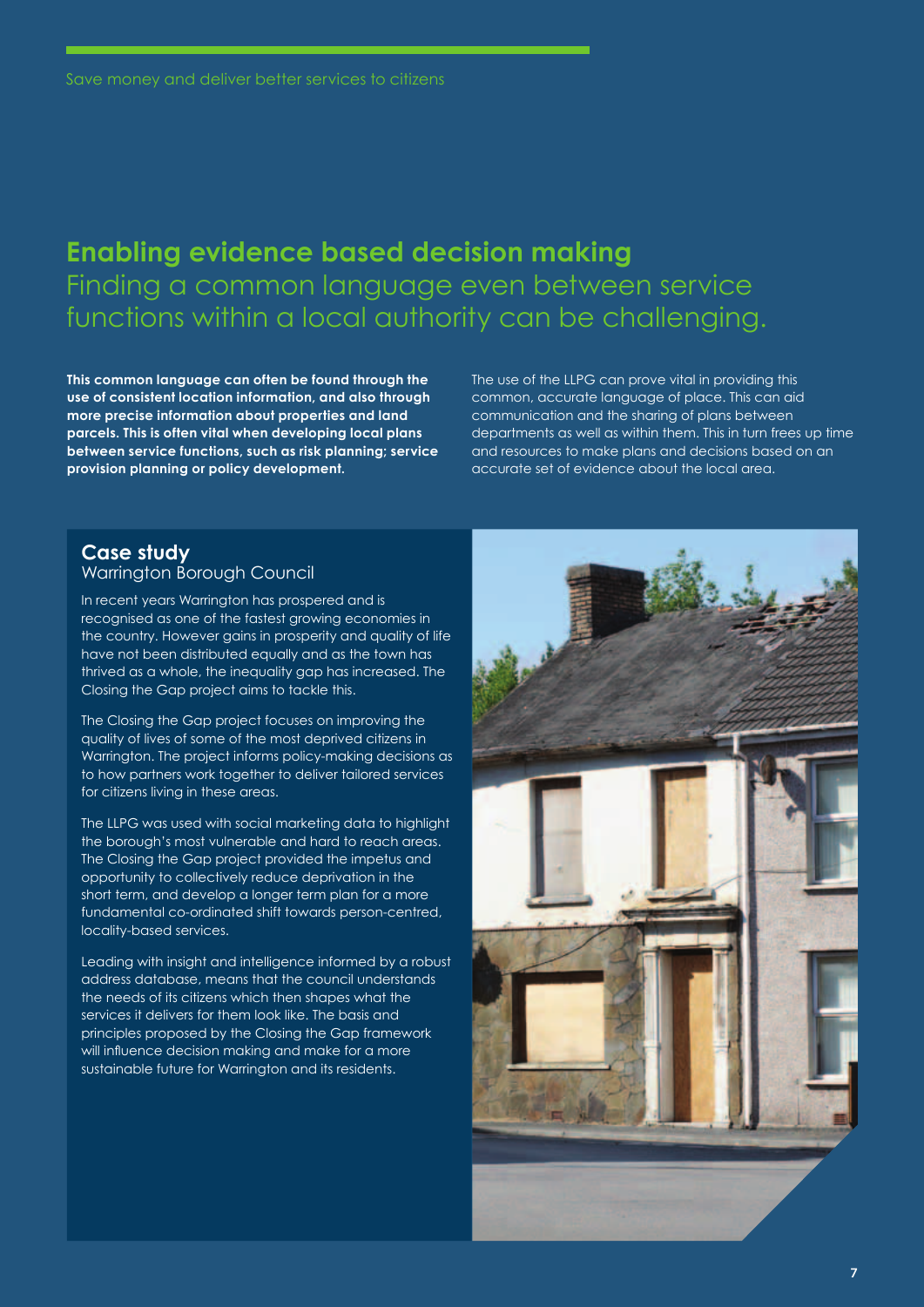## Enabling evidence based decision making

Finding a common language even between service functions within a local authority can be challenging.

**This common language can often be found through the use of consistent location information, and also through more precise information about properties and land parcels. This is often vital when developing local plans between service functions, such as risk planning; service provision planning or policy development.**

The use of the LLPG can prove vital in providing this common, accurate language of place. This can aid communication and the sharing of plans between departments as well as within them. This in turn frees up time and resources to make plans and decisions based on an accurate set of evidence about the local area.

### Case study

Warrington Borough Council

In recent years Warrington has prospered and is recognised as one of the fastest growing economies in the country. However gains in prosperity and quality of life have not been distributed equally and as the town has thrived as a whole, the inequality gap has increased. The Closing the Gap project aims to tackle this.

The Closing the Gap project focuses on improving the quality of lives of some of the most deprived citizens in Warrington. The project informs policy-making decisions as to how partners work together to deliver tailored services for citizens living in these areas.

The LLPG was used with social marketing data to highlight the borough's most vulnerable and hard to reach areas. The Closing the Gap project provided the impetus and opportunity to collectively reduce deprivation in the short term, and develop a longer term plan for a more fundamental co-ordinated shift towards person-centred, locality-based services.

Leading with insight and intelligence informed by a robust address database, means that the council understands the needs of its citizens which then shapes what the services it delivers for them look like. The basis and principles proposed by the Closing the Gap framework will influence decision making and make for a more sustainable future for Warrington and its residents.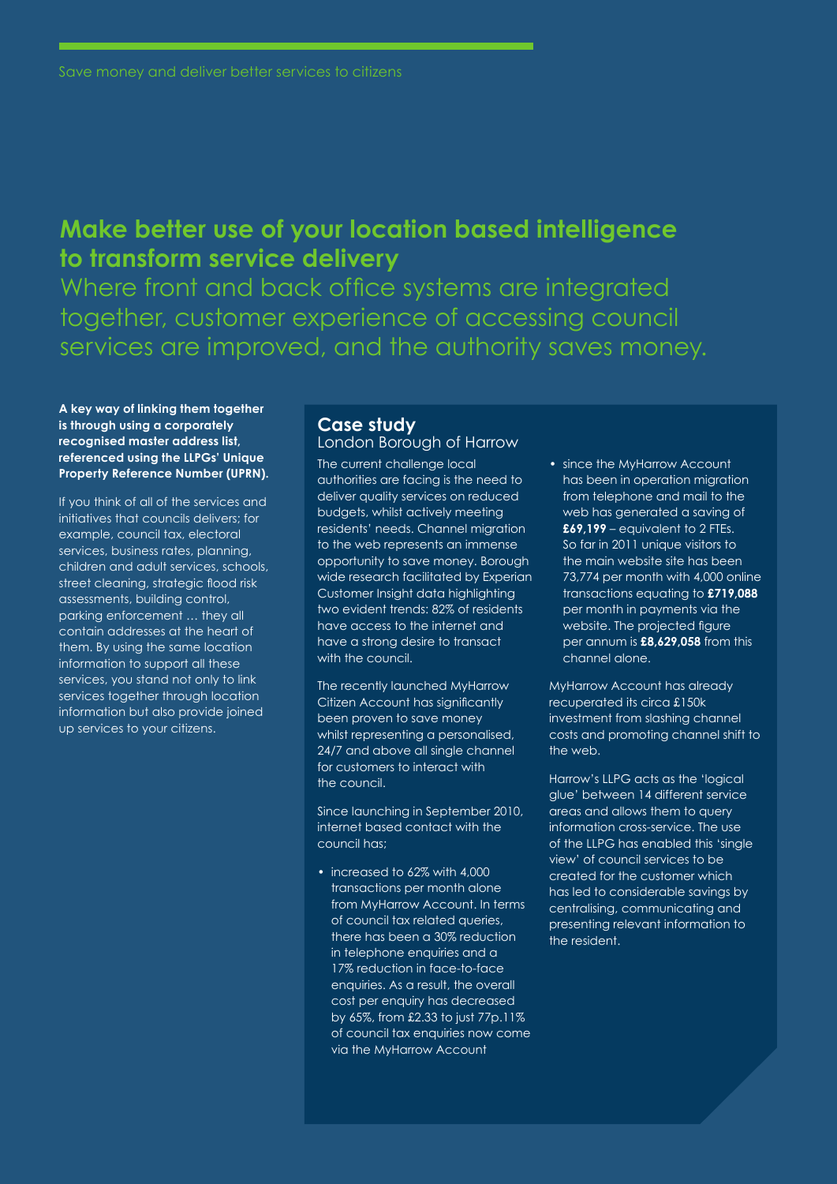Save money and deliver better services to citizens

## Make better use of your location based intelligence to transform service delivery

Where front and back office systems are integrated together, customer experience of accessing council services are improved, and the authority saves money.

**A key way of linking them together is through using a corporately recognised master address list, referenced using the LLPGs' Unique Property Reference Number (UPRN).**

If you think of all of the services and initiatives that councils delivers; for example, council tax, electoral services, business rates, planning, children and adult services, schools, street cleaning, strategic flood risk assessments, building control, parking enforcement … they all contain addresses at the heart of them. By using the same location information to support all these services, you stand not only to link services together through location information but also provide joined up services to your citizens.

### Case study
London Borough of Harrow

The current challenge local authorities are facing is the need to deliver quality services on reduced budgets, whilst actively meeting residents' needs. Channel migration to the web represents an immense opportunity to save money. Borough wide research facilitated by Experian Customer Insight data highlighting two evident trends: 82% of residents have access to the internet and have a strong desire to transact with the council.

The recently launched MyHarrow Citizen Account has significantly been proven to save money whilst representing a personalised, 24/7 and above all single channel for customers to interact with the council.

Since launching in September 2010, internet based contact with the council has;

- increased to 62% with 4,000 transactions per month alone from MyHarrow Account. In terms of council tax related queries, there has been a 30% reduction in telephone enquiries and a 17% reduction in face-to-face enquiries. As a result, the overall cost per enquiry has decreased by 65%, from £2.33 to just 77p.11% of council tax enquiries now come via the MyHarrow Account
- since the MyHarrow Account has been in operation migration from telephone and mail to the web has generated a saving of **£69,199** – equivalent to 2 FTEs. So far in 2011 unique visitors to the main website site has been 73,774 per month with 4,000 online transactions equating to **£719,088** per month in payments via the website. The projected figure per annum is **£8,629,058** from this channel alone.

MyHarrow Account has already recuperated its circa £150k investment from slashing channel costs and promoting channel shift to the web.

Harrow's LLPG acts as the 'logical glue' between 14 different service areas and allows them to query information cross-service. The use of the LLPG has enabled this 'single view' of council services to be created for the customer which has led to considerable savings by centralising, communicating and presenting relevant information to the resident.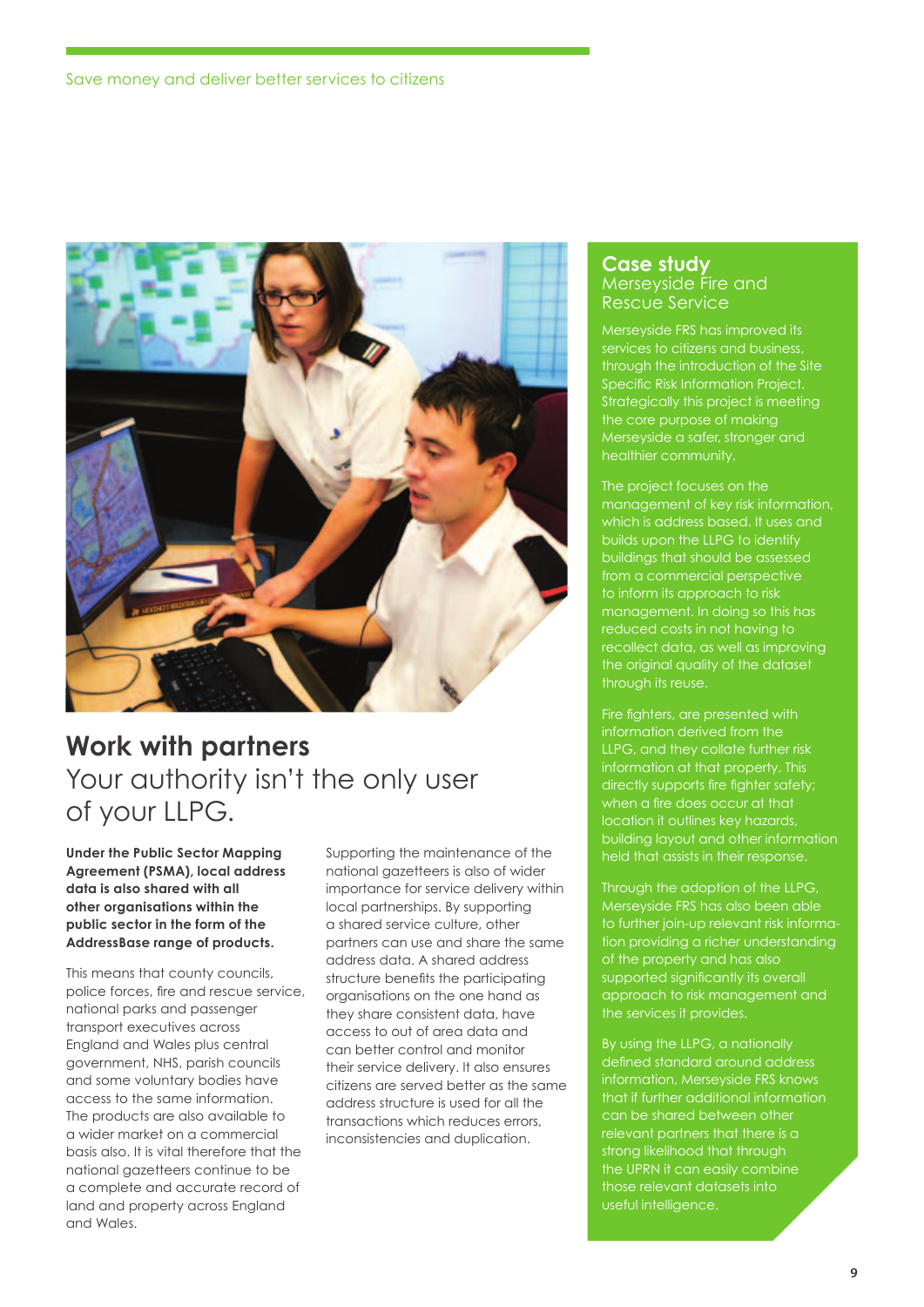## Work with partners

Your authority isn't the only user of your LLPG.

**Under the Public Sector Mapping Agreement (PSMA), local address data is also shared with all other organisations within the public sector in the form of the AddressBase range of products.**

This means that county councils, police forces, fire and rescue service, national parks and passenger transport executives across England and Wales plus central government, NHS, parish councils and some voluntary bodies have access to the same information. The products are also available to a wider market on a commercial basis also. It is vital therefore that the national gazetteers continue to be a complete and accurate record of land and property across England and Wales.

Supporting the maintenance of the national gazetteers is also of wider importance for service delivery within local partnerships. By supporting a shared service culture, other partners can use and share the same address data. A shared address structure benefits the participating organisations on the one hand as they share consistent data, have access to out of area data and can better control and monitor their service delivery. It also ensures citizens are served better as the same address structure is used for all the transactions which reduces errors, inconsistencies and duplication.

### Case study
Merseyside Fire and Rescue Service

Merseyside FRS has improved its services to citizens and business, through the introduction of the Site Specific Risk Information Project. Strategically this project is meeting the core purpose of making Merseyside a safer, stronger and healthier community.

The project focuses on the management of key risk information, which is address based. It uses and builds upon the LLPG to identify buildings that should be assessed from a commercial perspective to inform its approach to risk management. In doing so this has reduced costs in not having to recollect data, as well as improving the original quality of the dataset through its reuse.

Fire fighters, are presented with information derived from the LLPG, and they collate further risk information at that property. This directly supports fire fighter safety; when a fire does occur at that location it outlines key hazards, building layout and other information held that assists in their response.

Through the adoption of the LLPG, Merseyside FRS has also been able to further join-up relevant risk information providing a richer understanding of the property and has also supported significantly its overall approach to risk management and the services it provides.

By using the LLPG, a nationally defined standard around address information, Merseyside FRS knows that if further additional information can be shared between other relevant partners that there is a strong likelihood that through the UPRN it can easily combine those relevant datasets into useful intelligence.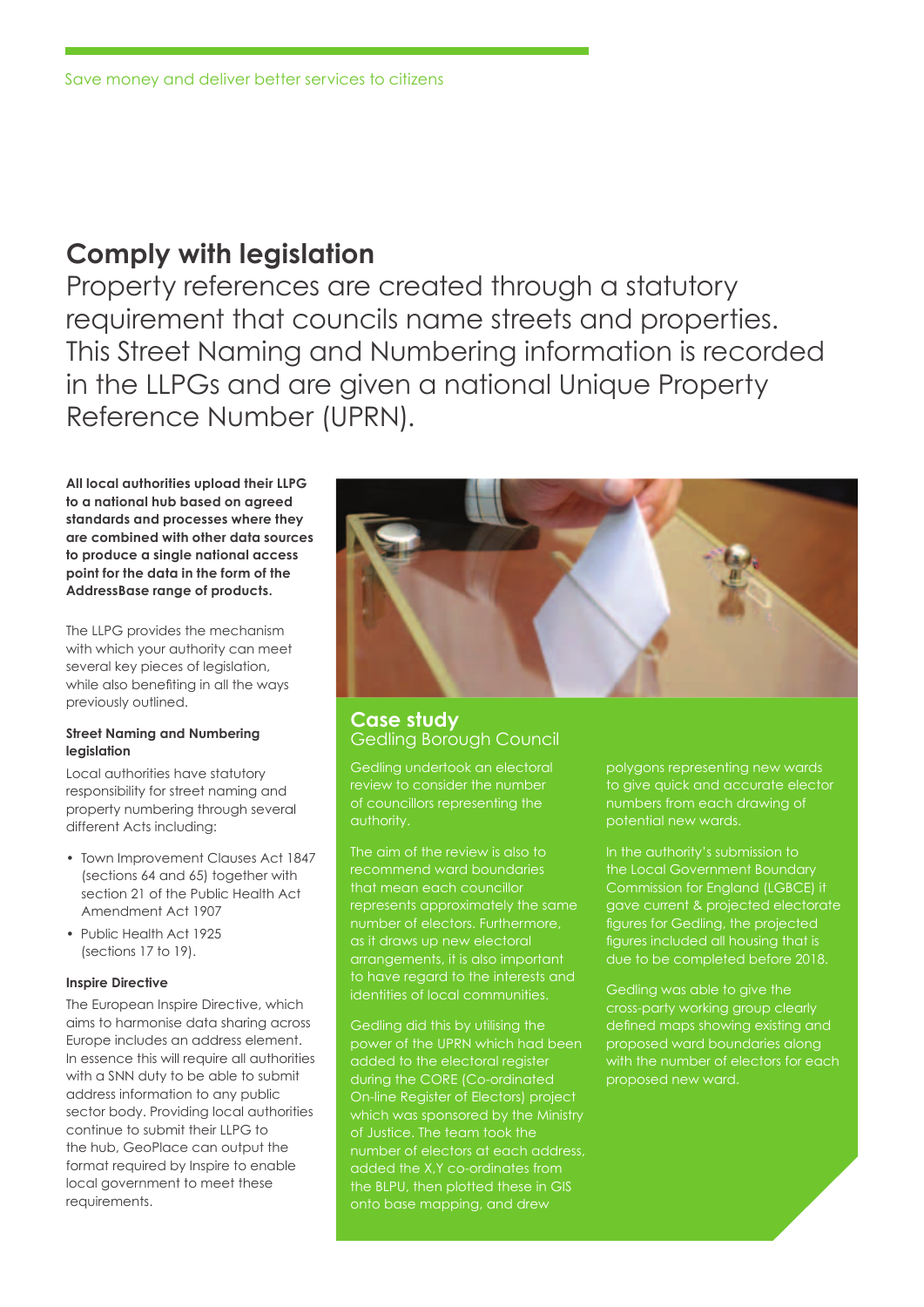## Comply with legislation

Property references are created through a statutory requirement that councils name streets and properties. This Street Naming and Numbering information is recorded in the LLPGs and are given a national Unique Property Reference Number (UPRN).

**All local authorities upload their LLPG to a national hub based on agreed standards and processes where they are combined with other data sources to produce a single national access point for the data in the form of the AddressBase range of products.**

The LLPG provides the mechanism with which your authority can meet several key pieces of legislation, while also benefiting in all the ways previously outlined.

#### Street Naming and Numbering legislation

Local authorities have statutory responsibility for street naming and property numbering through several different Acts including:

- Town Improvement Clauses Act 1847 (sections 64 and 65) together with section 21 of the Public Health Act Amendment Act 1907
- Public Health Act 1925 (sections 17 to 19).

#### Inspire Directive

The European Inspire Directive, which aims to harmonise data sharing across Europe includes an address element. In essence this will require all authorities with a SNN duty to be able to submit address information to any public sector body. Providing local authorities continue to submit their LLPG to the hub, GeoPlace can output the format required by Inspire to enable local government to meet these requirements.

### Case study
Gedling Borough Council

Gedling undertook an electoral review to consider the number of councillors representing the authority.

The aim of the review is also to recommend ward boundaries that mean each councillor represents approximately the same number of electors. Furthermore, as it draws up new electoral arrangements, it is also important to have regard to the interests and identities of local communities.

Gedling did this by utilising the power of the UPRN which had been added to the electoral register during the CORE (Co-ordinated On-line Register of Electors) project which was sponsored by the Ministry of Justice. The team took the number of electors at each address, added the X,Y co-ordinates from the BLPU, then plotted these in GIS onto base mapping, and drew polygons representing new wards to give quick and accurate elector numbers from each drawing of potential new wards.

In the authority's submission to the Local Government Boundary Commission for England (LGBCE) it gave current & projected electorate figures for Gedling, the projected figures included all housing that is due to be completed before 2018.

Gedling was able to give the cross-party working group clearly defined maps showing existing and proposed ward boundaries along with the number of electors for each proposed new ward.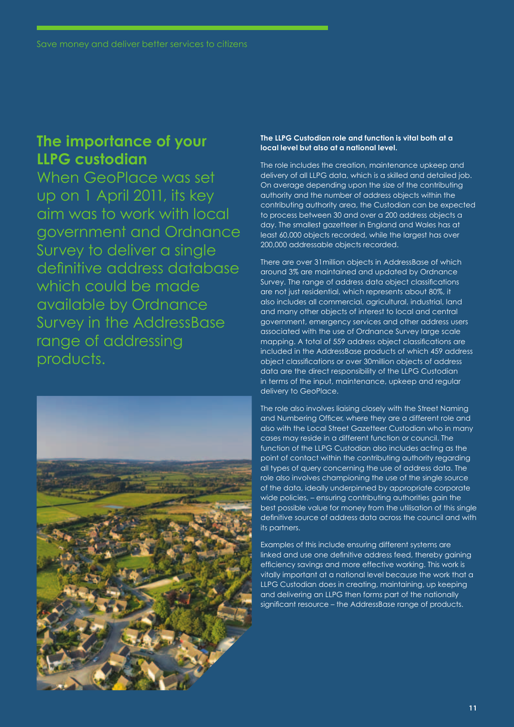## The importance of your LLPG custodian

When GeoPlace was set up on 1 April 2011, its key aim was to work with local government and Ordnance Survey to deliver a single definitive address database which could be made available by Ordnance Survey in the AddressBase range of addressing products.

**The LLPG Custodian role and function is vital both at a local level but also at a national level.**

The role includes the creation, maintenance upkeep and delivery of all LLPG data, which is a skilled and detailed job. On average depending upon the size of the contributing authority and the number of address objects within the contributing authority area, the Custodian can be expected to process between 30 and over a 200 address objects a day. The smallest gazetteer in England and Wales has at least 60,000 objects recorded, while the largest has over 200,000 addressable objects recorded.

There are over 31million objects in AddressBase of which around 3% are maintained and updated by Ordnance Survey. The range of address data object classifications are not just residential, which represents about 80%, it also includes all commercial, agricultural, industrial, land and many other objects of interest to local and central government, emergency services and other address users associated with the use of Ordnance Survey large scale mapping. A total of 559 address object classifications are included in the AddressBase products of which 459 address object classifications or over 30million objects of address data are the direct responsibility of the LLPG Custodian in terms of the input, maintenance, upkeep and regular delivery to GeoPlace.

The role also involves liaising closely with the Street Naming and Numbering Officer, where they are a different role and also with the Local Street Gazetteer Custodian who in many cases may reside in a different function or council. The function of the LLPG Custodian also includes acting as the point of contact within the contributing authority regarding all types of query concerning the use of address data. The role also involves championing the use of the single source of the data, ideally underpinned by appropriate corporate wide policies, – ensuring contributing authorities gain the best possible value for money from the utilisation of this single definitive source of address data across the council and with its partners.

Examples of this include ensuring different systems are linked and use one definitive address feed, thereby gaining efficiency savings and more effective working. This work is vitally important at a national level because the work that a LLPG Custodian does in creating, maintaining, up keeping and delivering an LLPG then forms part of the nationally significant resource – the AddressBase range of products.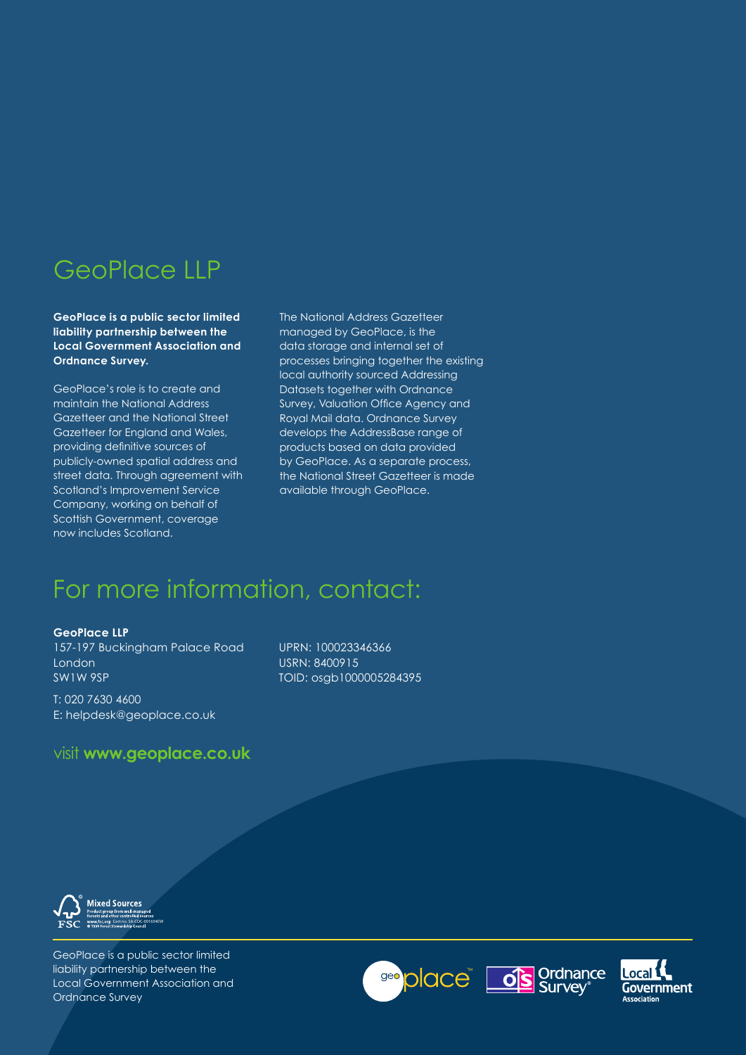# GeoPlace LLP

**GeoPlace is a public sector limited liability partnership between the Local Government Association and Ordnance Survey.**

GeoPlace's role is to create and maintain the National Address Gazetteer and the National Street Gazetteer for England and Wales, providing definitive sources of publicly-owned spatial address and street data. Through agreement with Scotland's Improvement Service Company, working on behalf of Scottish Government, coverage now includes Scotland.

The National Address Gazetteer managed by GeoPlace, is the data storage and internal set of processes bringing together the existing local authority sourced Addressing Datasets together with Ordnance Survey, Valuation Office Agency and Royal Mail data. Ordnance Survey develops the AddressBase range of products based on data provided by GeoPlace. As a separate process, the National Street Gazetteer is made available through GeoPlace.

# For more information, contact:

**GeoPlace LLP**
157-197 Buckingham Palace Road
London
SW1W 9SP

T: 020 7630 4600
E: helpdesk@geoplace.co.uk

UPRN: 100023346366
USRN: 8400915
TOID: osgb1000005284395

visit **www.geoplace.co.uk**

Mixed Sources
Product group from well-managed forests and other controlled sources
www.fsc.org Cert no. SA-COC-001654EW
© 1996 Forest Stewardship Council

GeoPlace is a public sector limited liability partnership between the Local Government Association and Ordnance Survey